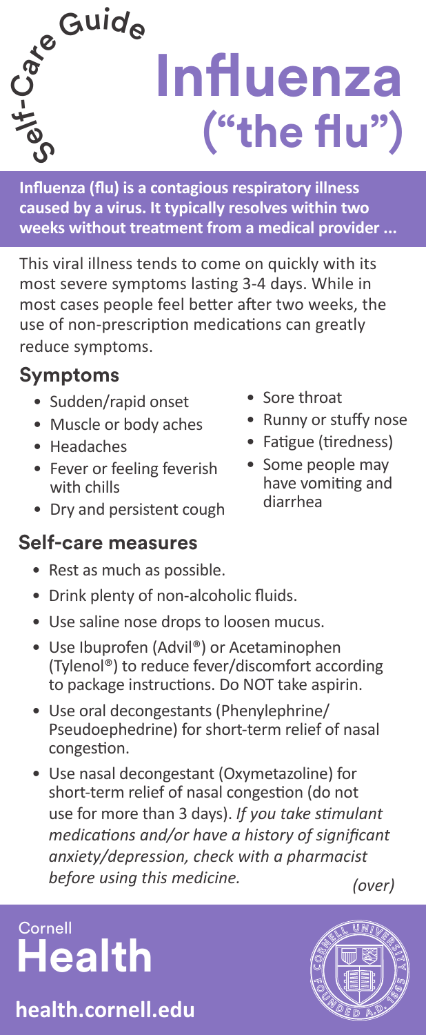Self-Care Guide

# Influenza ("the flu")

**Influenza (flu) is a contagious respiratory illness caused by a virus. It typically resolves within two weeks without treatment from a medical provider ...**

This viral illness tends to come on quickly with its most severe symptoms lasting 3-4 days. While in most cases people feel better after two weeks, the use of non-prescription medications can greatly reduce symptoms.

## Symptoms

- Sudden/rapid onset
- Muscle or body aches
- Headaches
- Fever or feeling feverish with chills
- Dry and persistent cough
- Sore throat
- Runny or stuffy nose
- Fatigue (tiredness)
- Some people may have vomiting and diarrhea

## Self-care measures

- Rest as much as possible.
- Drink plenty of non-alcoholic fluids.
- Use saline nose drops to loosen mucus.
- Use Ibuprofen (Advil®) or Acetaminophen (Tylenol®) to reduce fever/discomfort according to package instructions. Do NOT take aspirin.
- Use oral decongestants (Phenylephrine/ Pseudoephedrine) for short-term relief of nasal congestion.
- Use nasal decongestant (Oxymetazoline) for short-term relief of nasal congestion (do not use for more than 3 days). *If you take stimulant medications and/or have a history of significant anxiety/depression, check with a pharmacist before using this medicine.*

*(over)*

Cornell Health

health.cornell.edu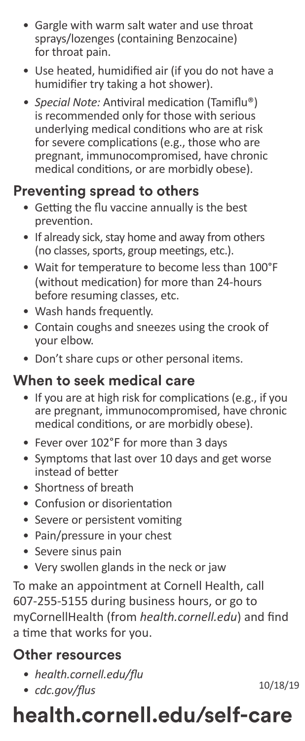- Gargle with warm salt water and use throat sprays/lozenges (containing Benzocaine) for throat pain.
- Use heated, humidified air (if you do not have a humidifier try taking a hot shower).
- *Special Note:* Antiviral medication (Tamiflu®) is recommended only for those with serious underlying medical conditions who are at risk for severe complications (e.g., those who are pregnant, immunocompromised, have chronic medical conditions, or are morbidly obese).

## Preventing spread to others

- Getting the flu vaccine annually is the best prevention.
- If already sick, stay home and away from others (no classes, sports, group meetings, etc.).
- Wait for temperature to become less than 100°F (without medication) for more than 24-hours before resuming classes, etc.
- Wash hands frequently.
- Contain coughs and sneezes using the crook of your elbow.
- Don't share cups or other personal items.

## When to seek medical care

- If you are at high risk for complications (e.g., if you are pregnant, immunocompromised, have chronic medical conditions, or are morbidly obese).
- Fever over 102˚F for more than 3 days
- Symptoms that last over 10 days and get worse instead of better
- Shortness of breath
- Confusion or disorientation
- Severe or persistent vomiting
- Pain/pressure in your chest
- Severe sinus pain
- Very swollen glands in the neck or jaw

To make an appointment at Cornell Health, call 607-255-5155 during business hours, or go to myCornellHealth (from *health.cornell.edu*) and find a time that works for you.

## Other resources

- *health.cornell.edu/flu*
- *cdc.gov/flus*

10/18/19

# health.cornell.edu/self-care